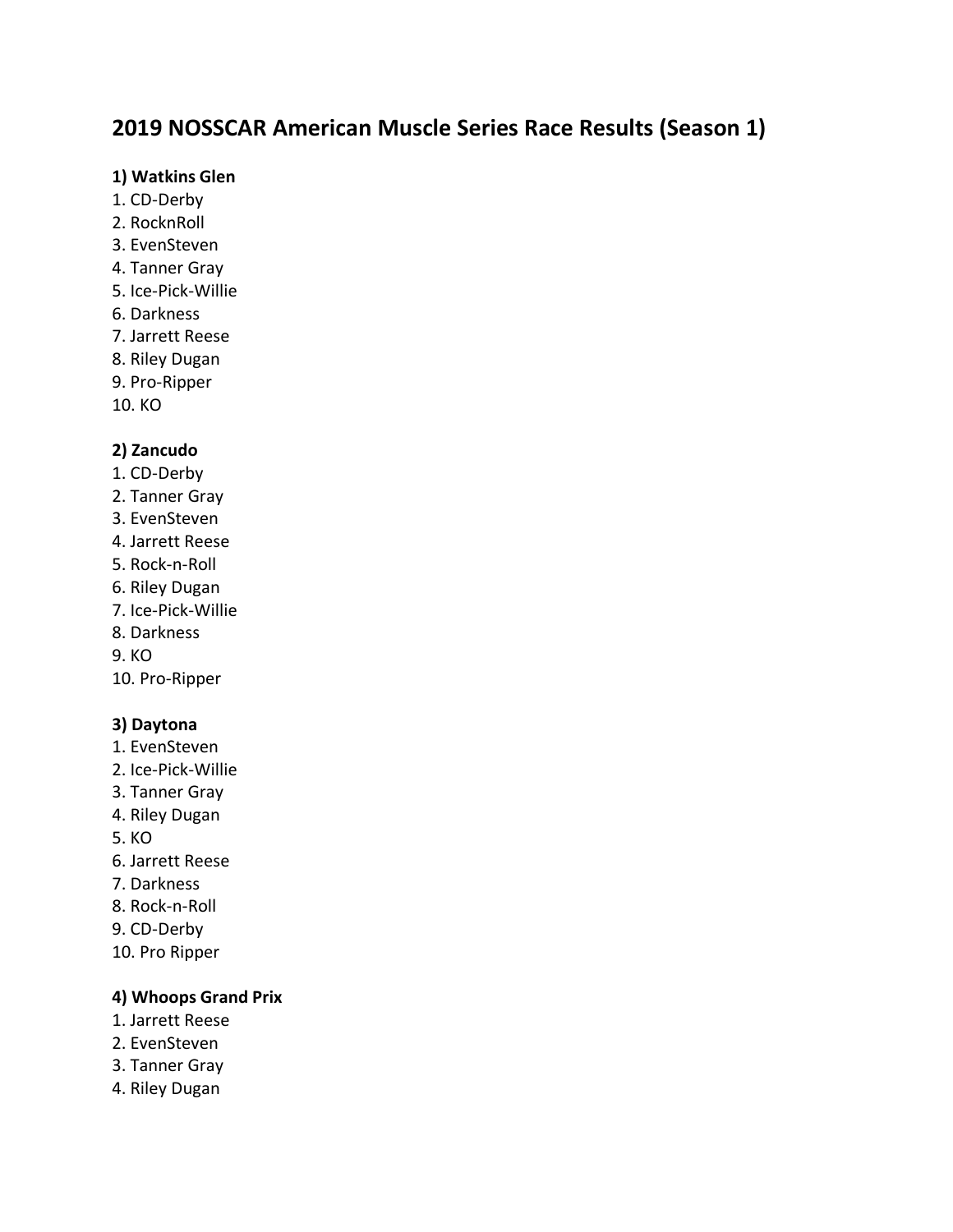# 2019 NOSSCAR American Muscle Series Race Results (Season 1)

**1) Watkins Glen**

1. CD-Derby
2. RocknRoll
3. EvenSteven
4. Tanner Gray
5. Ice-Pick-Willie
6. Darkness
7. Jarrett Reese
8. Riley Dugan
9. Pro-Ripper
10. KO

**2) Zancudo**

1. CD-Derby
2. Tanner Gray
3. EvenSteven
4. Jarrett Reese
5. Rock-n-Roll
6. Riley Dugan
7. Ice-Pick-Willie
8. Darkness
9. KO
10. Pro-Ripper

**3) Daytona**

1. EvenSteven
2. Ice-Pick-Willie
3. Tanner Gray
4. Riley Dugan
5. KO
6. Jarrett Reese
7. Darkness
8. Rock-n-Roll
9. CD-Derby
10. Pro Ripper

**4) Whoops Grand Prix**

1. Jarrett Reese
2. EvenSteven
3. Tanner Gray
4. Riley Dugan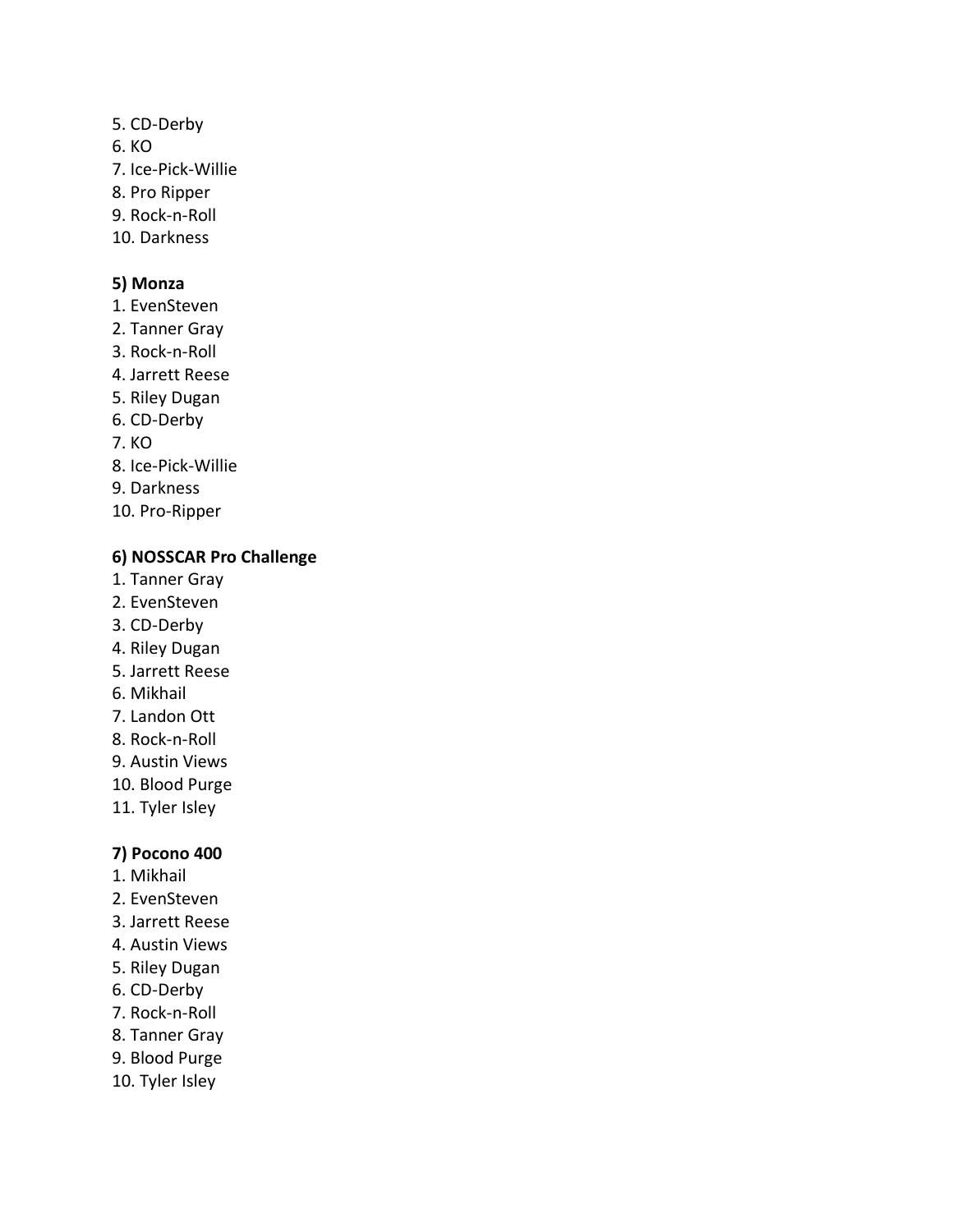5. CD-Derby
6. KO
7. Ice-Pick-Willie
8. Pro Ripper
9. Rock-n-Roll
10. Darkness

**5) Monza**

1. EvenSteven
2. Tanner Gray
3. Rock-n-Roll
4. Jarrett Reese
5. Riley Dugan
6. CD-Derby
7. KO
8. Ice-Pick-Willie
9. Darkness
10. Pro-Ripper

**6) NOSSCAR Pro Challenge**

1. Tanner Gray
2. EvenSteven
3. CD-Derby
4. Riley Dugan
5. Jarrett Reese
6. Mikhail
7. Landon Ott
8. Rock-n-Roll
9. Austin Views
10. Blood Purge
11. Tyler Isley

**7) Pocono 400**

1. Mikhail
2. EvenSteven
3. Jarrett Reese
4. Austin Views
5. Riley Dugan
6. CD-Derby
7. Rock-n-Roll
8. Tanner Gray
9. Blood Purge
10. Tyler Isley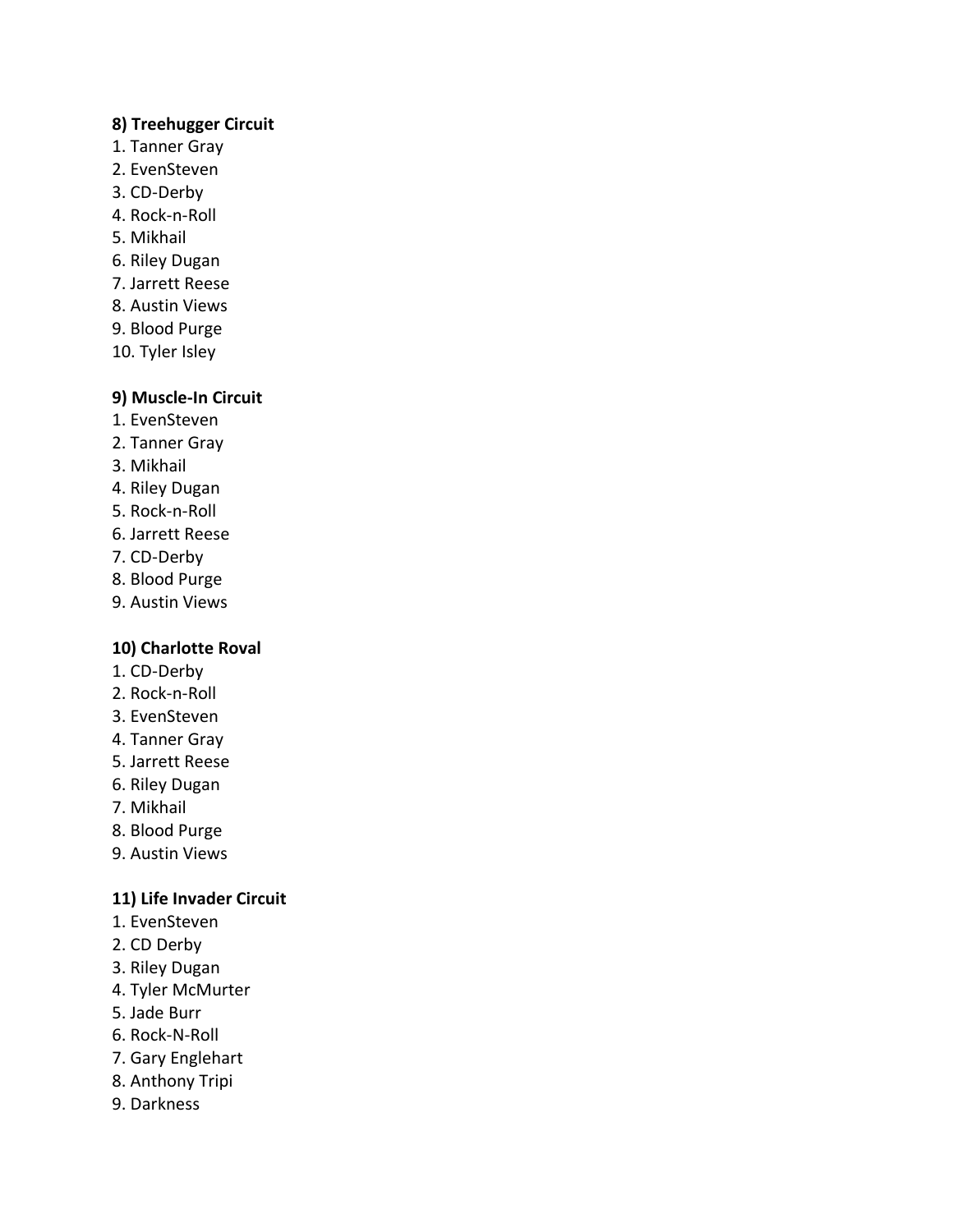**8) Treehugger Circuit**

1. Tanner Gray
2. EvenSteven
3. CD-Derby
4. Rock-n-Roll
5. Mikhail
6. Riley Dugan
7. Jarrett Reese
8. Austin Views
9. Blood Purge
10. Tyler Isley

**9) Muscle-In Circuit**

1. EvenSteven
2. Tanner Gray
3. Mikhail
4. Riley Dugan
5. Rock-n-Roll
6. Jarrett Reese
7. CD-Derby
8. Blood Purge
9. Austin Views

**10) Charlotte Roval**

1. CD-Derby
2. Rock-n-Roll
3. EvenSteven
4. Tanner Gray
5. Jarrett Reese
6. Riley Dugan
7. Mikhail
8. Blood Purge
9. Austin Views

**11) Life Invader Circuit**

1. EvenSteven
2. CD Derby
3. Riley Dugan
4. Tyler McMurter
5. Jade Burr
6. Rock-N-Roll
7. Gary Englehart
8. Anthony Tripi
9. Darkness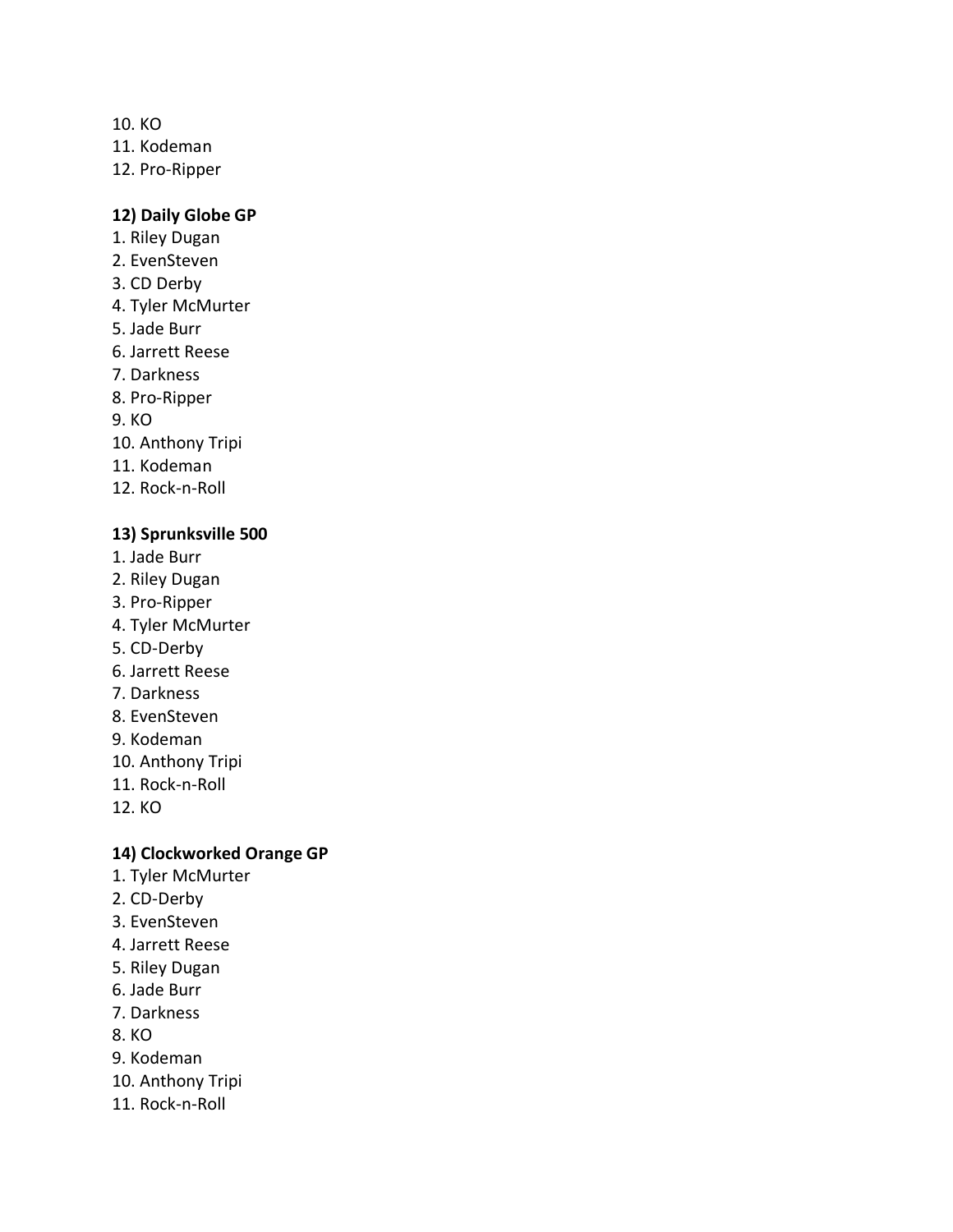10. KO
11. Kodeman
12. Pro-Ripper

**12) Daily Globe GP**

1. Riley Dugan
2. EvenSteven
3. CD Derby
4. Tyler McMurter
5. Jade Burr
6. Jarrett Reese
7. Darkness
8. Pro-Ripper
9. KO
10. Anthony Tripi
11. Kodeman
12. Rock-n-Roll

**13) Sprunksville 500**

1. Jade Burr
2. Riley Dugan
3. Pro-Ripper
4. Tyler McMurter
5. CD-Derby
6. Jarrett Reese
7. Darkness
8. EvenSteven
9. Kodeman
10. Anthony Tripi
11. Rock-n-Roll
12. KO

**14) Clockworked Orange GP**

1. Tyler McMurter
2. CD-Derby
3. EvenSteven
4. Jarrett Reese
5. Riley Dugan
6. Jade Burr
7. Darkness
8. KO
9. Kodeman
10. Anthony Tripi
11. Rock-n-Roll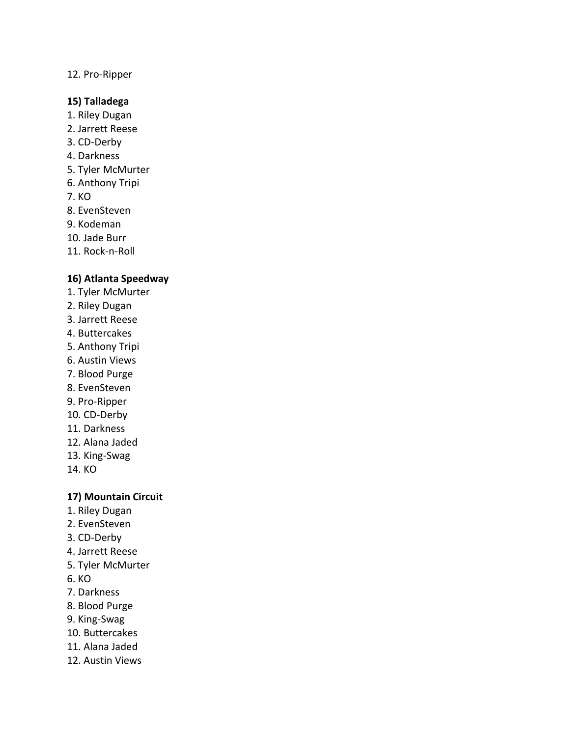12. Pro-Ripper

**15) Talladega**

1. Riley Dugan
2. Jarrett Reese
3. CD-Derby
4. Darkness
5. Tyler McMurter
6. Anthony Tripi
7. KO
8. EvenSteven
9. Kodeman
10. Jade Burr
11. Rock-n-Roll

**16) Atlanta Speedway**

1. Tyler McMurter
2. Riley Dugan
3. Jarrett Reese
4. Buttercakes
5. Anthony Tripi
6. Austin Views
7. Blood Purge
8. EvenSteven
9. Pro-Ripper
10. CD-Derby
11. Darkness
12. Alana Jaded
13. King-Swag
14. KO

**17) Mountain Circuit**

1. Riley Dugan
2. EvenSteven
3. CD-Derby
4. Jarrett Reese
5. Tyler McMurter
6. KO
7. Darkness
8. Blood Purge
9. King-Swag
10. Buttercakes
11. Alana Jaded
12. Austin Views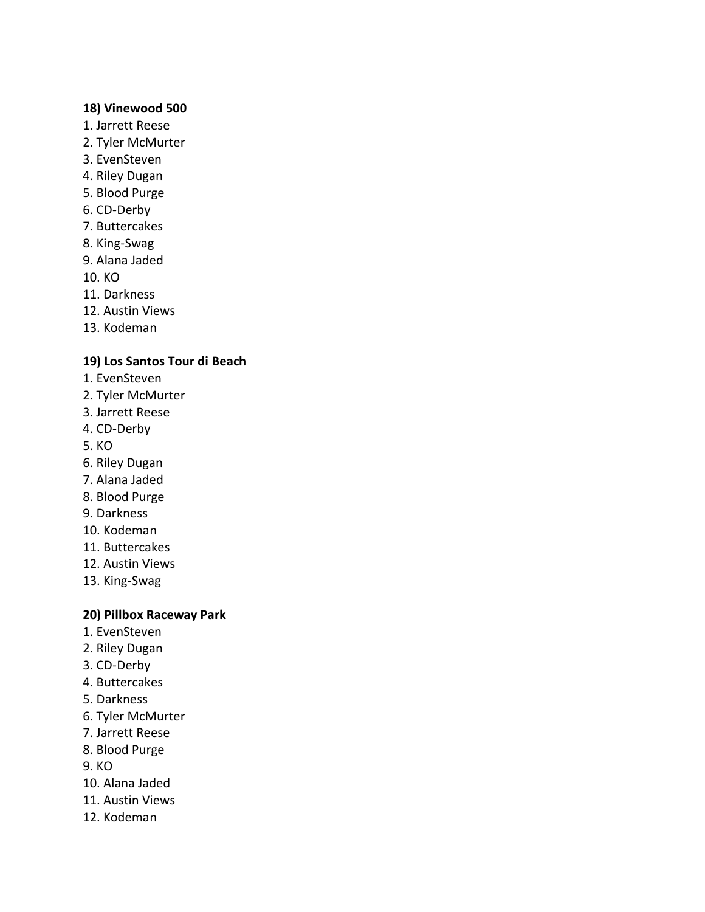**18) Vinewood 500**

1. Jarrett Reese
2. Tyler McMurter
3. EvenSteven
4. Riley Dugan
5. Blood Purge
6. CD-Derby
7. Buttercakes
8. King-Swag
9. Alana Jaded
10. KO
11. Darkness
12. Austin Views
13. Kodeman

**19) Los Santos Tour di Beach**

1. EvenSteven
2. Tyler McMurter
3. Jarrett Reese
4. CD-Derby
5. KO
6. Riley Dugan
7. Alana Jaded
8. Blood Purge
9. Darkness
10. Kodeman
11. Buttercakes
12. Austin Views
13. King-Swag

**20) Pillbox Raceway Park**

1. EvenSteven
2. Riley Dugan
3. CD-Derby
4. Buttercakes
5. Darkness
6. Tyler McMurter
7. Jarrett Reese
8. Blood Purge
9. KO
10. Alana Jaded
11. Austin Views
12. Kodeman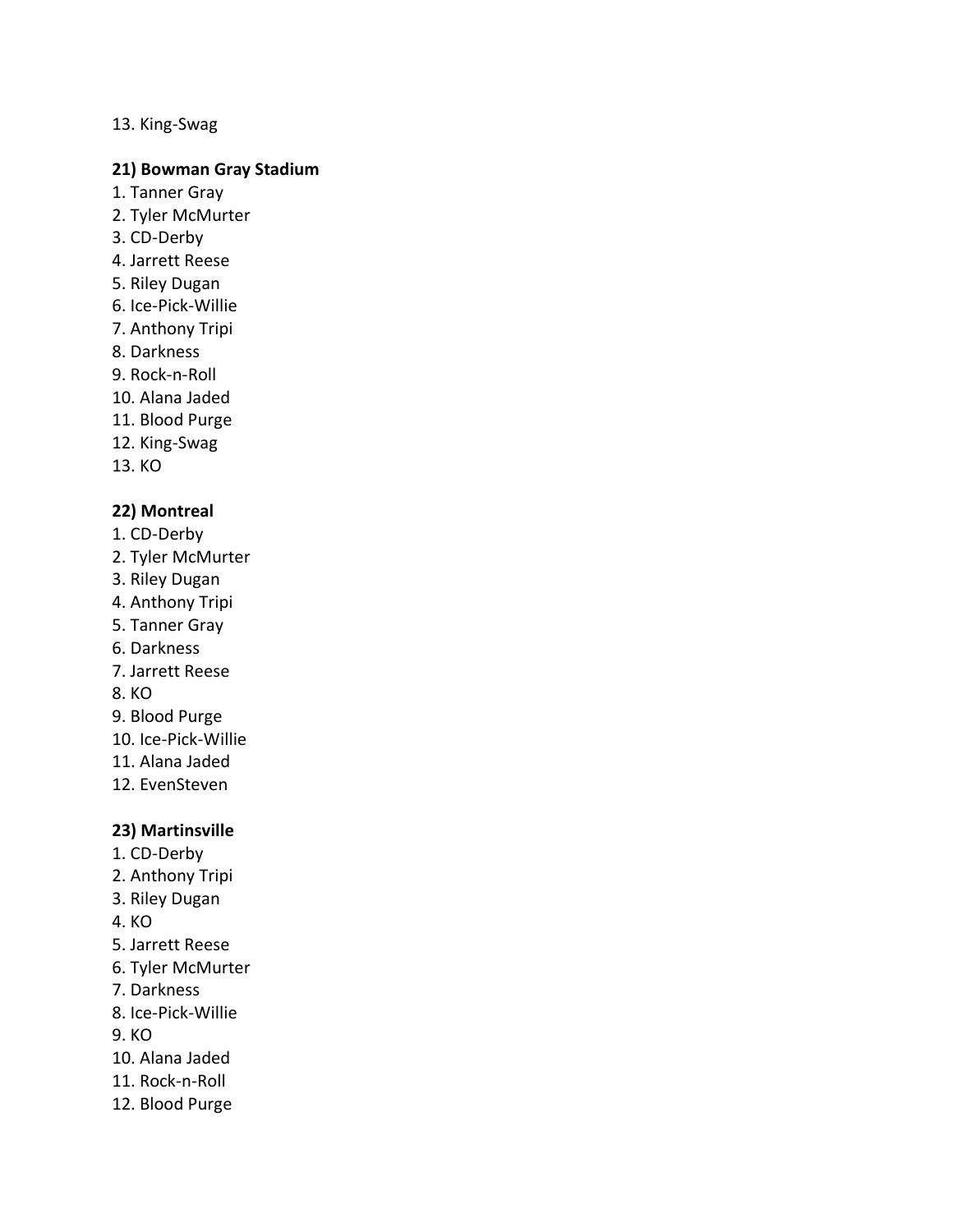13. King-Swag

**21) Bowman Gray Stadium**

1. Tanner Gray
2. Tyler McMurter
3. CD-Derby
4. Jarrett Reese
5. Riley Dugan
6. Ice-Pick-Willie
7. Anthony Tripi
8. Darkness
9. Rock-n-Roll
10. Alana Jaded
11. Blood Purge
12. King-Swag
13. KO

**22) Montreal**

1. CD-Derby
2. Tyler McMurter
3. Riley Dugan
4. Anthony Tripi
5. Tanner Gray
6. Darkness
7. Jarrett Reese
8. KO
9. Blood Purge
10. Ice-Pick-Willie
11. Alana Jaded
12. EvenSteven

**23) Martinsville**

1. CD-Derby
2. Anthony Tripi
3. Riley Dugan
4. KO
5. Jarrett Reese
6. Tyler McMurter
7. Darkness
8. Ice-Pick-Willie
9. KO
10. Alana Jaded
11. Rock-n-Roll
12. Blood Purge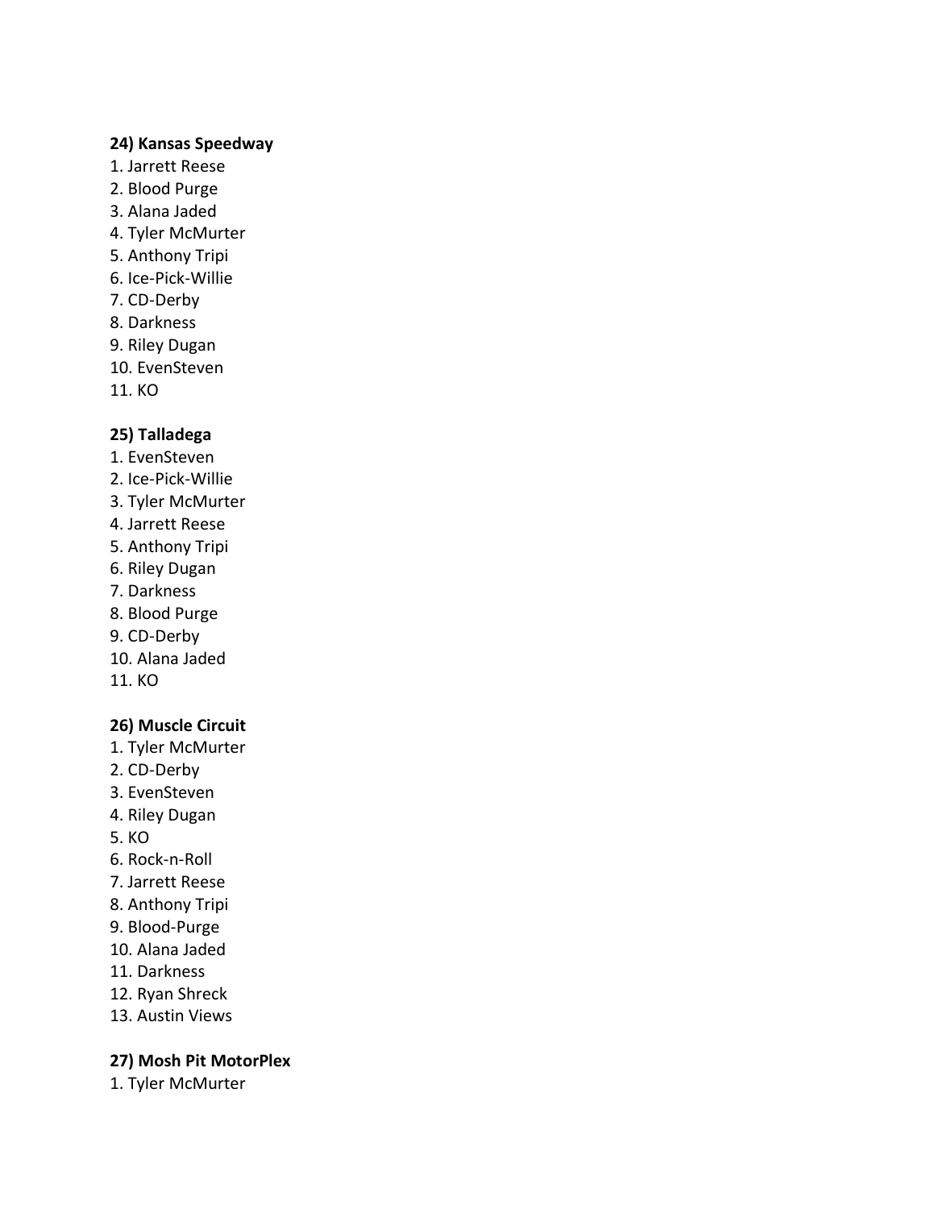**24) Kansas Speedway**

1. Jarrett Reese
2. Blood Purge
3. Alana Jaded
4. Tyler McMurter
5. Anthony Tripi
6. Ice-Pick-Willie
7. CD-Derby
8. Darkness
9. Riley Dugan
10. EvenSteven
11. KO

**25) Talladega**

1. EvenSteven
2. Ice-Pick-Willie
3. Tyler McMurter
4. Jarrett Reese
5. Anthony Tripi
6. Riley Dugan
7. Darkness
8. Blood Purge
9. CD-Derby
10. Alana Jaded
11. KO

**26) Muscle Circuit**

1. Tyler McMurter
2. CD-Derby
3. EvenSteven
4. Riley Dugan
5. KO
6. Rock-n-Roll
7. Jarrett Reese
8. Anthony Tripi
9. Blood-Purge
10. Alana Jaded
11. Darkness
12. Ryan Shreck
13. Austin Views

**27) Mosh Pit MotorPlex**

1. Tyler McMurter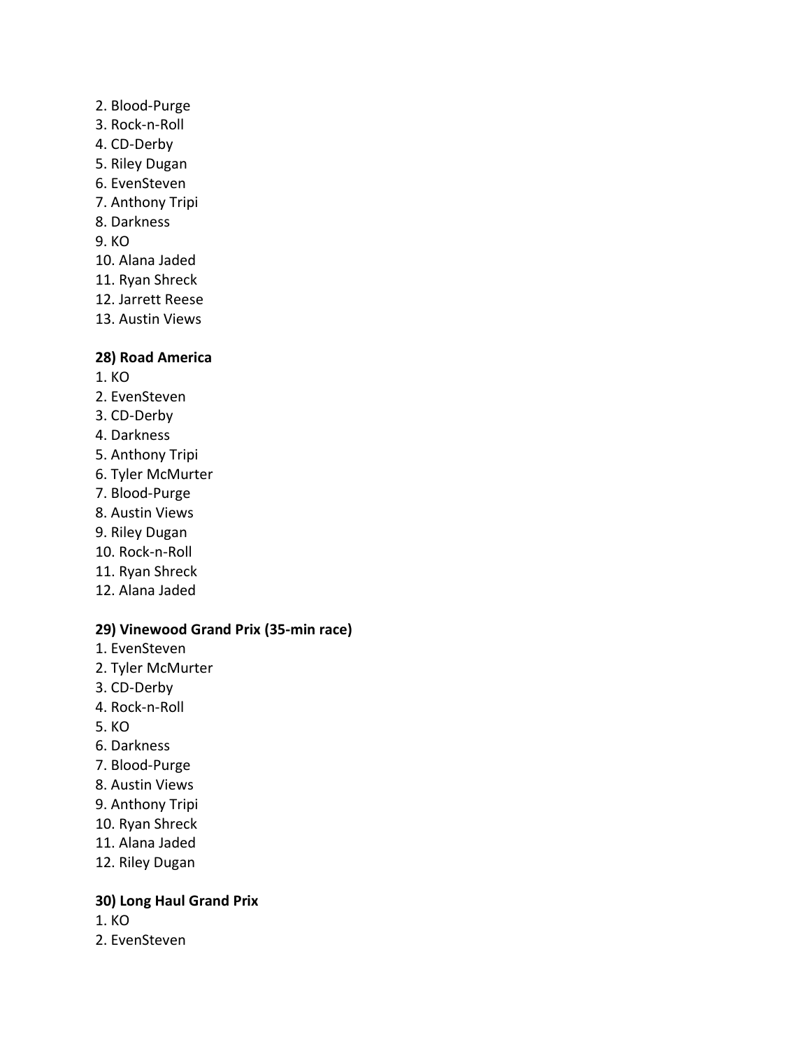2. Blood-Purge
3. Rock-n-Roll
4. CD-Derby
5. Riley Dugan
6. EvenSteven
7. Anthony Tripi
8. Darkness
9. KO
10. Alana Jaded
11. Ryan Shreck
12. Jarrett Reese
13. Austin Views

**28) Road America**

1. KO
2. EvenSteven
3. CD-Derby
4. Darkness
5. Anthony Tripi
6. Tyler McMurter
7. Blood-Purge
8. Austin Views
9. Riley Dugan
10. Rock-n-Roll
11. Ryan Shreck
12. Alana Jaded

**29) Vinewood Grand Prix (35-min race)**

1. EvenSteven
2. Tyler McMurter
3. CD-Derby
4. Rock-n-Roll
5. KO
6. Darkness
7. Blood-Purge
8. Austin Views
9. Anthony Tripi
10. Ryan Shreck
11. Alana Jaded
12. Riley Dugan

**30) Long Haul Grand Prix**

1. KO
2. EvenSteven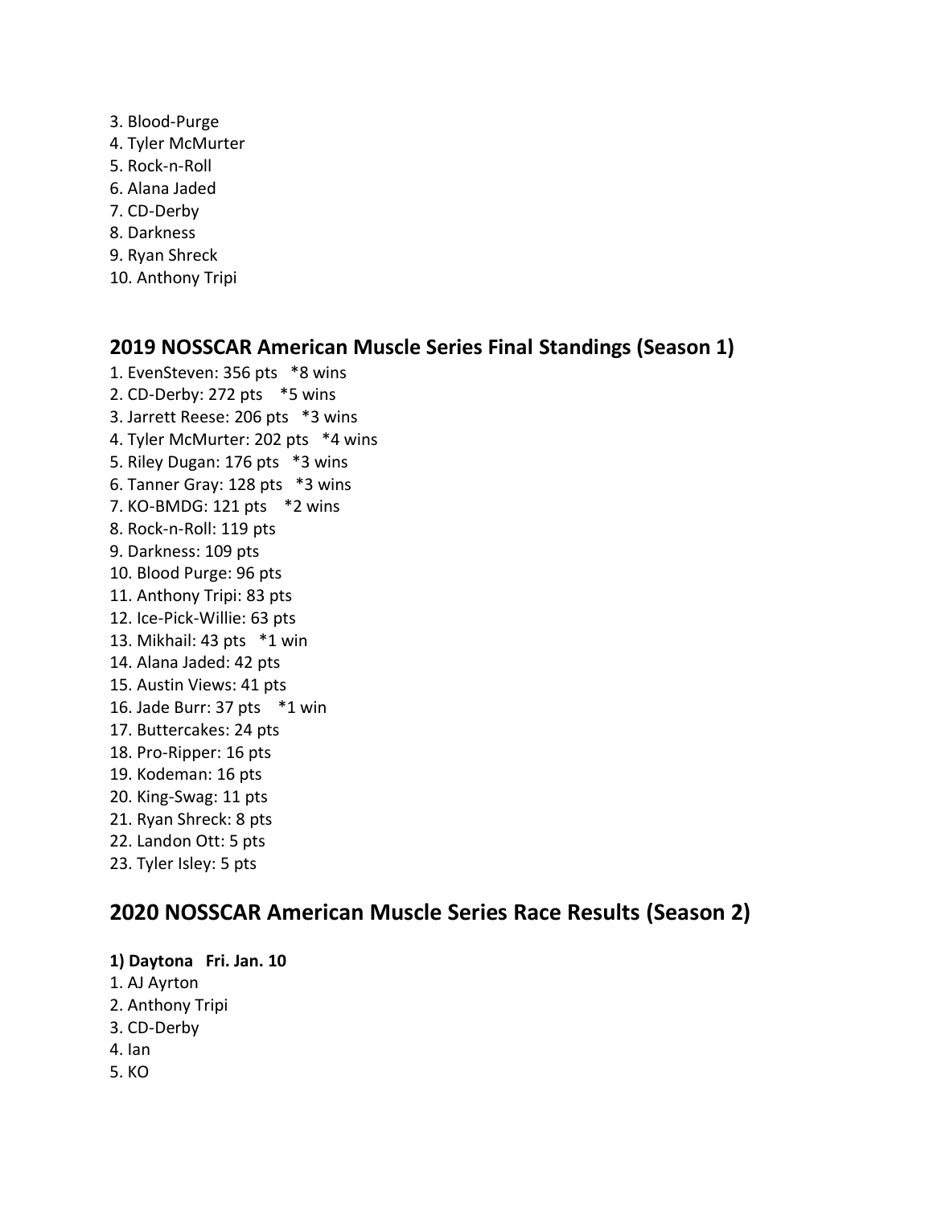3. Blood-Purge
4. Tyler McMurter
5. Rock-n-Roll
6. Alana Jaded
7. CD-Derby
8. Darkness
9. Ryan Shreck
10. Anthony Tripi

## 2019 NOSSCAR American Muscle Series Final Standings (Season 1)

1. EvenSteven: 356 pts   *8 wins
2. CD-Derby: 272 pts   *5 wins
3. Jarrett Reese: 206 pts   *3 wins
4. Tyler McMurter: 202 pts   *4 wins
5. Riley Dugan: 176 pts   *3 wins
6. Tanner Gray: 128 pts   *3 wins
7. KO-BMDG: 121 pts   *2 wins
8. Rock-n-Roll: 119 pts
9. Darkness: 109 pts
10. Blood Purge: 96 pts
11. Anthony Tripi: 83 pts
12. Ice-Pick-Willie: 63 pts
13. Mikhail: 43 pts   *1 win
14. Alana Jaded: 42 pts
15. Austin Views: 41 pts
16. Jade Burr: 37 pts   *1 win
17. Buttercakes: 24 pts
18. Pro-Ripper: 16 pts
19. Kodeman: 16 pts
20. King-Swag: 11 pts
21. Ryan Shreck: 8 pts
22. Landon Ott: 5 pts
23. Tyler Isley: 5 pts

## 2020 NOSSCAR American Muscle Series Race Results (Season 2)

**1) Daytona   Fri. Jan. 10**

1. AJ Ayrton
2. Anthony Tripi
3. CD-Derby
4. Ian
5. KO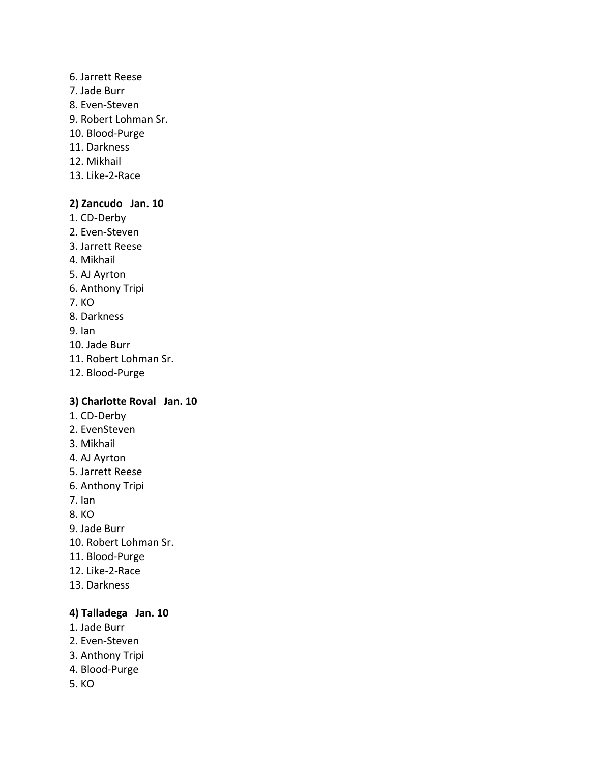6. Jarrett Reese
7. Jade Burr
8. Even-Steven
9. Robert Lohman Sr.
10. Blood-Purge
11. Darkness
12. Mikhail
13. Like-2-Race

**2) Zancudo   Jan. 10**

1. CD-Derby
2. Even-Steven
3. Jarrett Reese
4. Mikhail
5. AJ Ayrton
6. Anthony Tripi
7. KO
8. Darkness
9. Ian
10. Jade Burr
11. Robert Lohman Sr.
12. Blood-Purge

**3) Charlotte Roval   Jan. 10**

1. CD-Derby
2. EvenSteven
3. Mikhail
4. AJ Ayrton
5. Jarrett Reese
6. Anthony Tripi
7. Ian
8. KO
9. Jade Burr
10. Robert Lohman Sr.
11. Blood-Purge
12. Like-2-Race
13. Darkness

**4) Talladega   Jan. 10**

1. Jade Burr
2. Even-Steven
3. Anthony Tripi
4. Blood-Purge
5. KO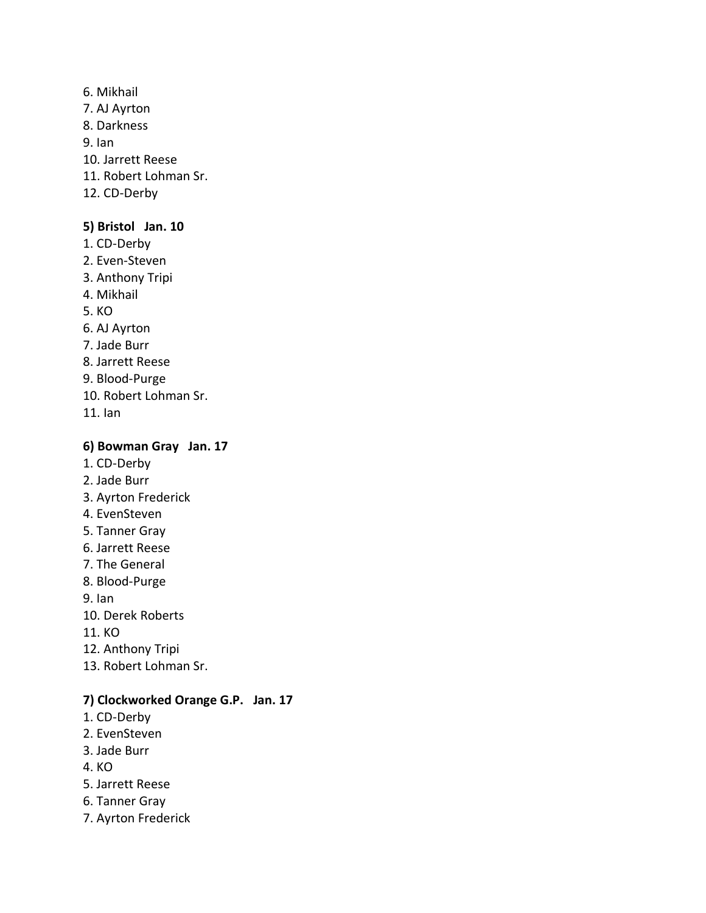6. Mikhail
7. AJ Ayrton
8. Darkness
9. Ian
10. Jarrett Reese
11. Robert Lohman Sr.
12. CD-Derby

**5) Bristol   Jan. 10**

1. CD-Derby
2. Even-Steven
3. Anthony Tripi
4. Mikhail
5. KO
6. AJ Ayrton
7. Jade Burr
8. Jarrett Reese
9. Blood-Purge
10. Robert Lohman Sr.
11. Ian

**6) Bowman Gray   Jan. 17**

1. CD-Derby
2. Jade Burr
3. Ayrton Frederick
4. EvenSteven
5. Tanner Gray
6. Jarrett Reese
7. The General
8. Blood-Purge
9. Ian
10. Derek Roberts
11. KO
12. Anthony Tripi
13. Robert Lohman Sr.

**7) Clockworked Orange G.P.   Jan. 17**

1. CD-Derby
2. EvenSteven
3. Jade Burr
4. KO
5. Jarrett Reese
6. Tanner Gray
7. Ayrton Frederick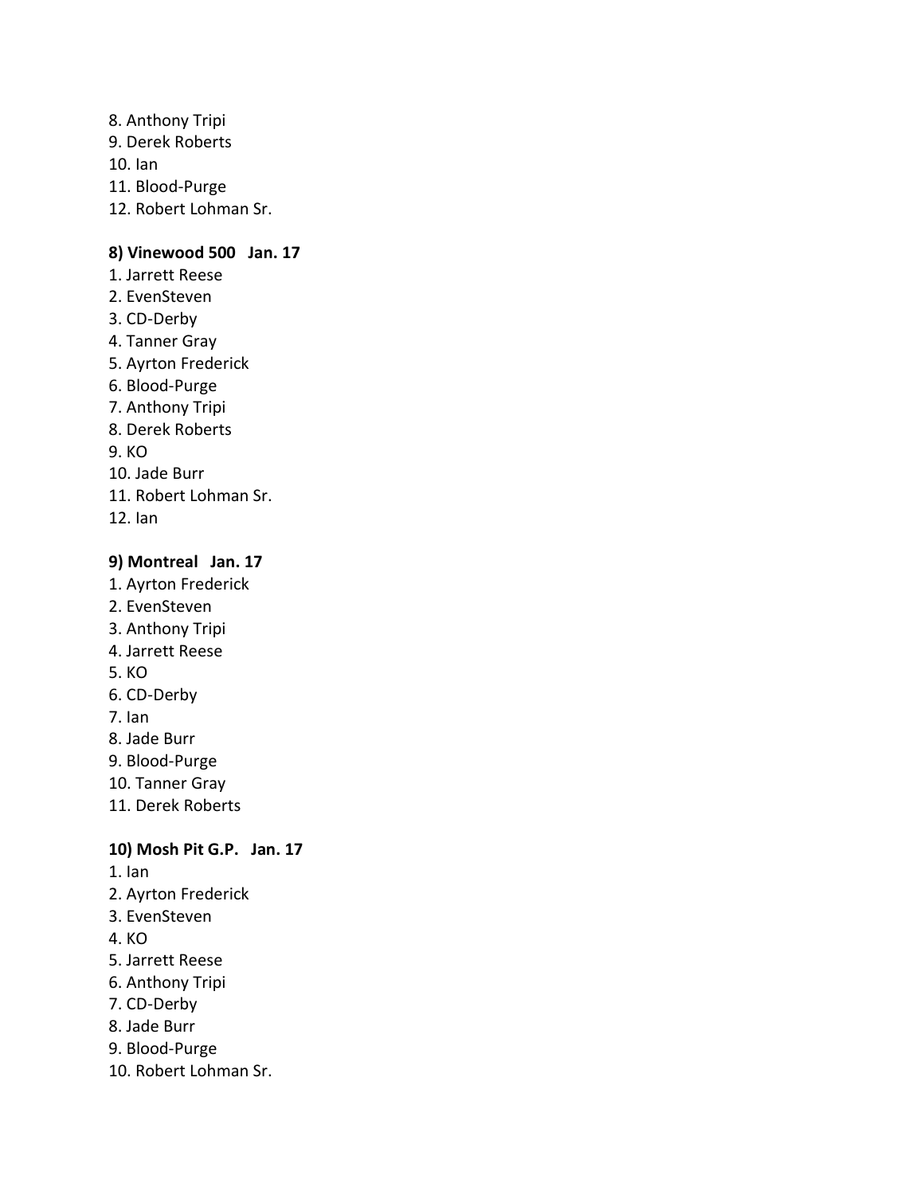8. Anthony Tripi
9. Derek Roberts
10. Ian
11. Blood-Purge
12. Robert Lohman Sr.

**8) Vinewood 500   Jan. 17**

1. Jarrett Reese
2. EvenSteven
3. CD-Derby
4. Tanner Gray
5. Ayrton Frederick
6. Blood-Purge
7. Anthony Tripi
8. Derek Roberts
9. KO
10. Jade Burr
11. Robert Lohman Sr.
12. Ian

**9) Montreal   Jan. 17**

1. Ayrton Frederick
2. EvenSteven
3. Anthony Tripi
4. Jarrett Reese
5. KO
6. CD-Derby
7. Ian
8. Jade Burr
9. Blood-Purge
10. Tanner Gray
11. Derek Roberts

**10) Mosh Pit G.P.   Jan. 17**

1. Ian
2. Ayrton Frederick
3. EvenSteven
4. KO
5. Jarrett Reese
6. Anthony Tripi
7. CD-Derby
8. Jade Burr
9. Blood-Purge
10. Robert Lohman Sr.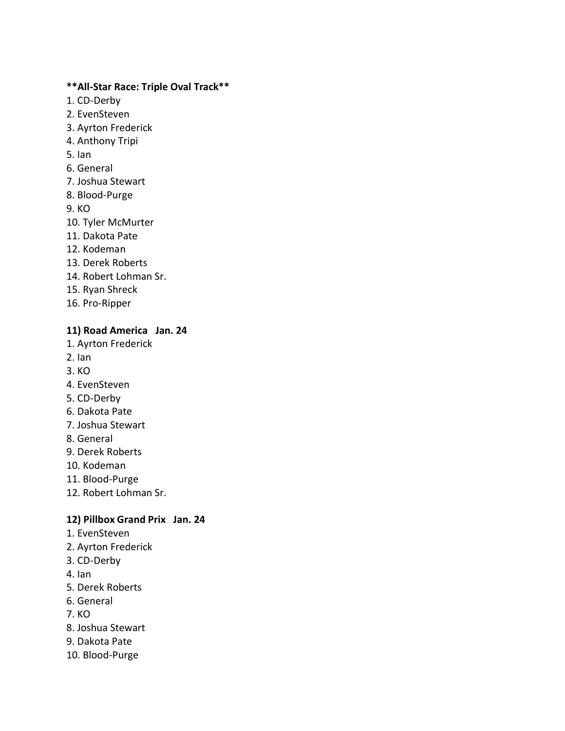**All-Star Race: Triple Oval Track**

1. CD-Derby
2. EvenSteven
3. Ayrton Frederick
4. Anthony Tripi
5. Ian
6. General
7. Joshua Stewart
8. Blood-Purge
9. KO
10. Tyler McMurter
11. Dakota Pate
12. Kodeman
13. Derek Roberts
14. Robert Lohman Sr.
15. Ryan Shreck
16. Pro-Ripper

**11) Road America   Jan. 24**

1. Ayrton Frederick
2. Ian
3. KO
4. EvenSteven
5. CD-Derby
6. Dakota Pate
7. Joshua Stewart
8. General
9. Derek Roberts
10. Kodeman
11. Blood-Purge
12. Robert Lohman Sr.

**12) Pillbox Grand Prix   Jan. 24**

1. EvenSteven
2. Ayrton Frederick
3. CD-Derby
4. Ian
5. Derek Roberts
6. General
7. KO
8. Joshua Stewart
9. Dakota Pate
10. Blood-Purge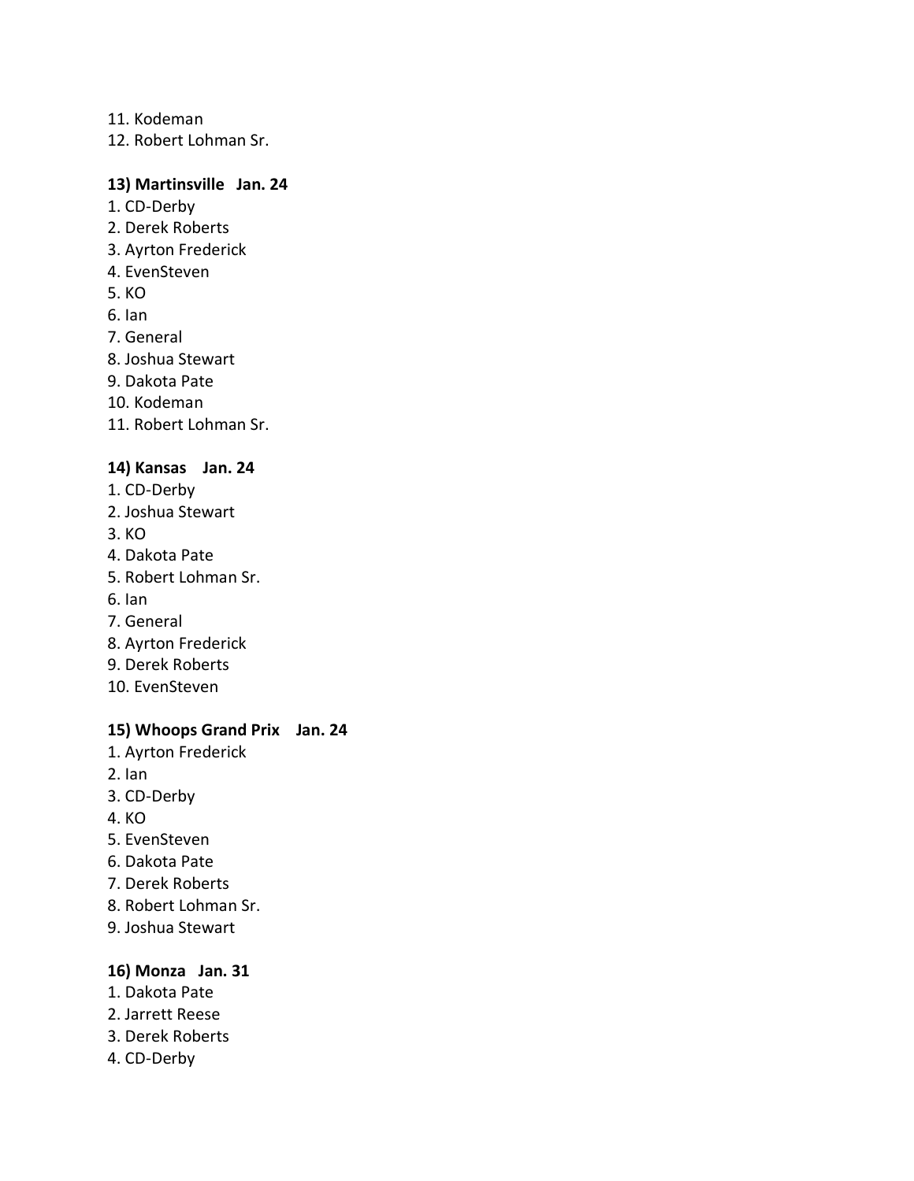11. Kodeman
12. Robert Lohman Sr.

**13) Martinsville Jan. 24**

1. CD-Derby
2. Derek Roberts
3. Ayrton Frederick
4. EvenSteven
5. KO
6. Ian
7. General
8. Joshua Stewart
9. Dakota Pate
10. Kodeman
11. Robert Lohman Sr.

**14) Kansas Jan. 24**

1. CD-Derby
2. Joshua Stewart
3. KO
4. Dakota Pate
5. Robert Lohman Sr.
6. Ian
7. General
8. Ayrton Frederick
9. Derek Roberts
10. EvenSteven

**15) Whoops Grand Prix Jan. 24**

1. Ayrton Frederick
2. Ian
3. CD-Derby
4. KO
5. EvenSteven
6. Dakota Pate
7. Derek Roberts
8. Robert Lohman Sr.
9. Joshua Stewart

**16) Monza Jan. 31**

1. Dakota Pate
2. Jarrett Reese
3. Derek Roberts
4. CD-Derby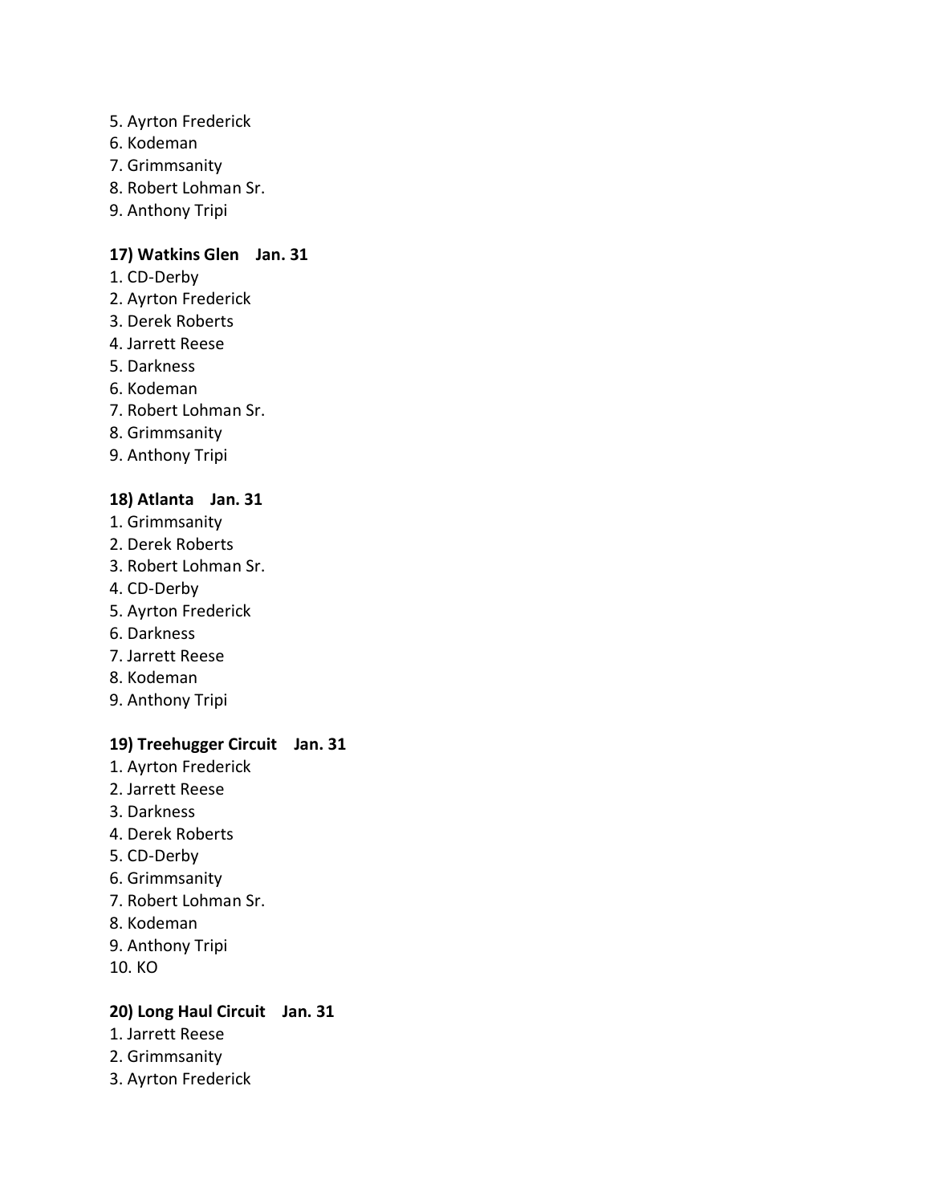5. Ayrton Frederick
6. Kodeman
7. Grimmsanity
8. Robert Lohman Sr.
9. Anthony Tripi

**17) Watkins Glen Jan. 31**

1. CD-Derby
2. Ayrton Frederick
3. Derek Roberts
4. Jarrett Reese
5. Darkness
6. Kodeman
7. Robert Lohman Sr.
8. Grimmsanity
9. Anthony Tripi

**18) Atlanta Jan. 31**

1. Grimmsanity
2. Derek Roberts
3. Robert Lohman Sr.
4. CD-Derby
5. Ayrton Frederick
6. Darkness
7. Jarrett Reese
8. Kodeman
9. Anthony Tripi

**19) Treehugger Circuit Jan. 31**

1. Ayrton Frederick
2. Jarrett Reese
3. Darkness
4. Derek Roberts
5. CD-Derby
6. Grimmsanity
7. Robert Lohman Sr.
8. Kodeman
9. Anthony Tripi
10. KO

**20) Long Haul Circuit Jan. 31**

1. Jarrett Reese
2. Grimmsanity
3. Ayrton Frederick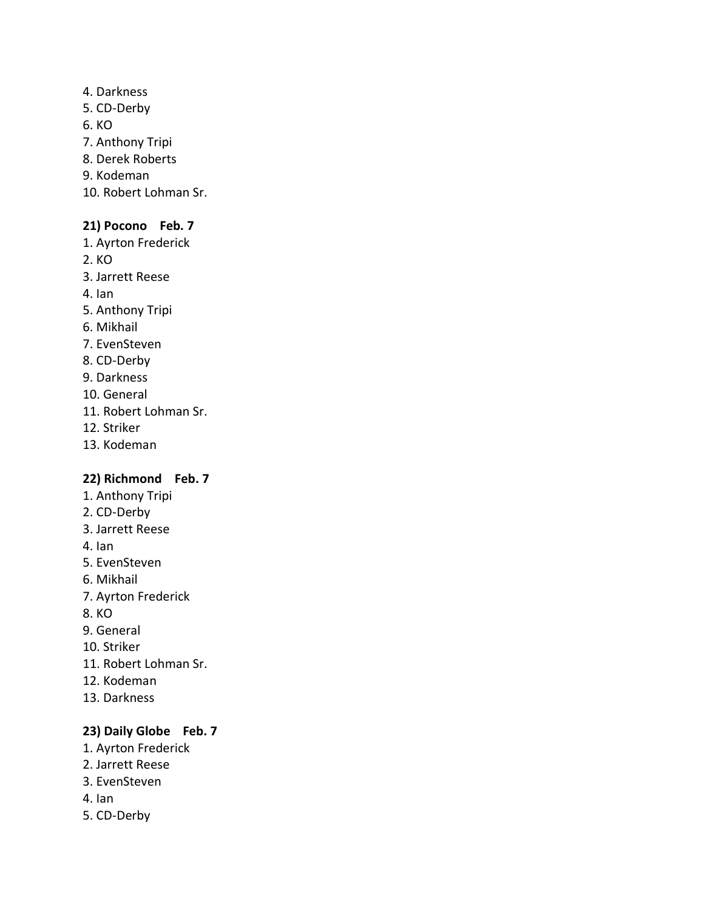4. Darkness
5. CD-Derby
6. KO
7. Anthony Tripi
8. Derek Roberts
9. Kodeman
10. Robert Lohman Sr.

**21) Pocono Feb. 7**

1. Ayrton Frederick
2. KO
3. Jarrett Reese
4. Ian
5. Anthony Tripi
6. Mikhail
7. EvenSteven
8. CD-Derby
9. Darkness
10. General
11. Robert Lohman Sr.
12. Striker
13. Kodeman

**22) Richmond Feb. 7**

1. Anthony Tripi
2. CD-Derby
3. Jarrett Reese
4. Ian
5. EvenSteven
6. Mikhail
7. Ayrton Frederick
8. KO
9. General
10. Striker
11. Robert Lohman Sr.
12. Kodeman
13. Darkness

**23) Daily Globe Feb. 7**

1. Ayrton Frederick
2. Jarrett Reese
3. EvenSteven
4. Ian
5. CD-Derby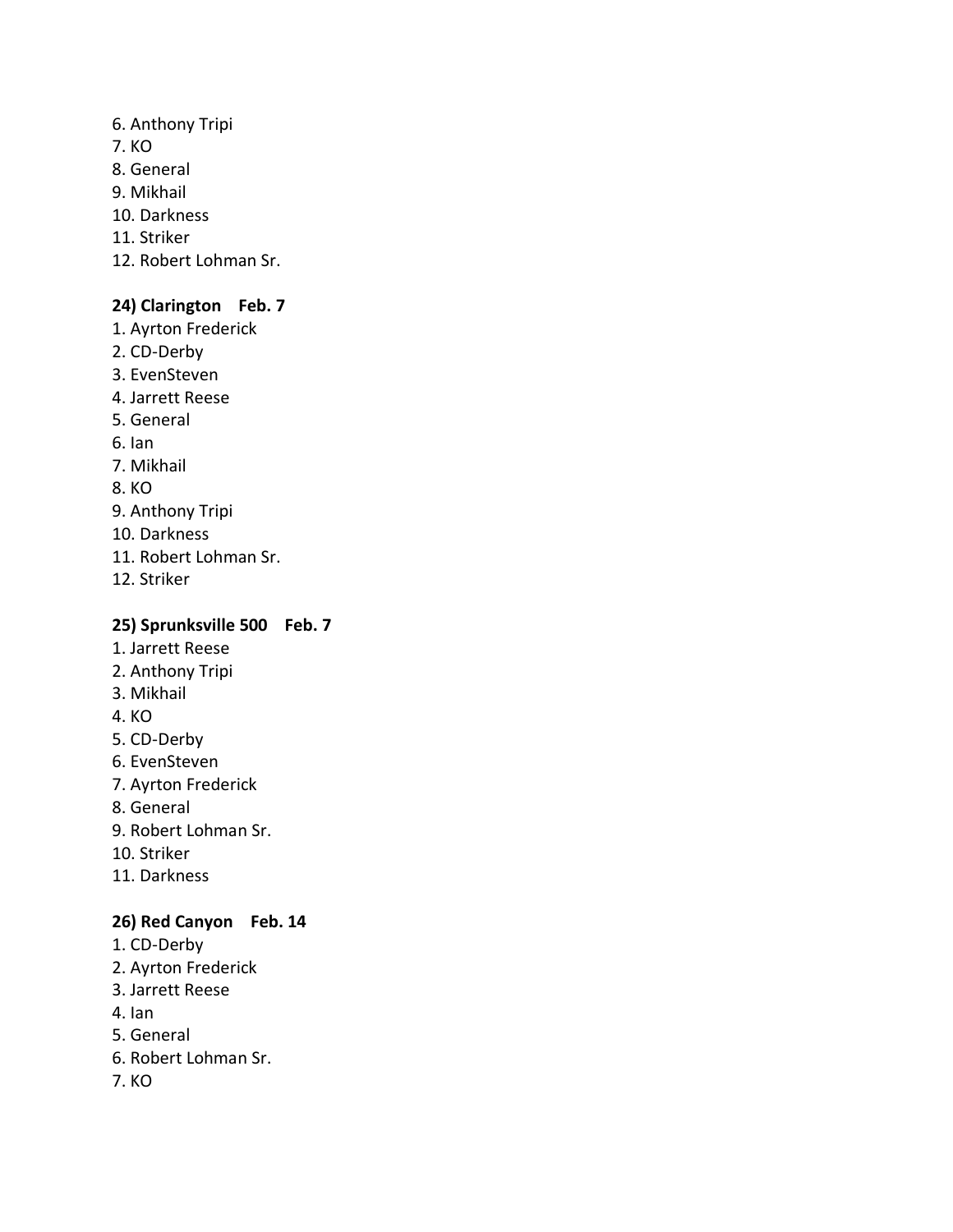6. Anthony Tripi
7. KO
8. General
9. Mikhail
10. Darkness
11. Striker
12. Robert Lohman Sr.

**24) Clarington    Feb. 7**

1. Ayrton Frederick
2. CD-Derby
3. EvenSteven
4. Jarrett Reese
5. General
6. Ian
7. Mikhail
8. KO
9. Anthony Tripi
10. Darkness
11. Robert Lohman Sr.
12. Striker

**25) Sprunksville 500    Feb. 7**

1. Jarrett Reese
2. Anthony Tripi
3. Mikhail
4. KO
5. CD-Derby
6. EvenSteven
7. Ayrton Frederick
8. General
9. Robert Lohman Sr.
10. Striker
11. Darkness

**26) Red Canyon    Feb. 14**

1. CD-Derby
2. Ayrton Frederick
3. Jarrett Reese
4. Ian
5. General
6. Robert Lohman Sr.
7. KO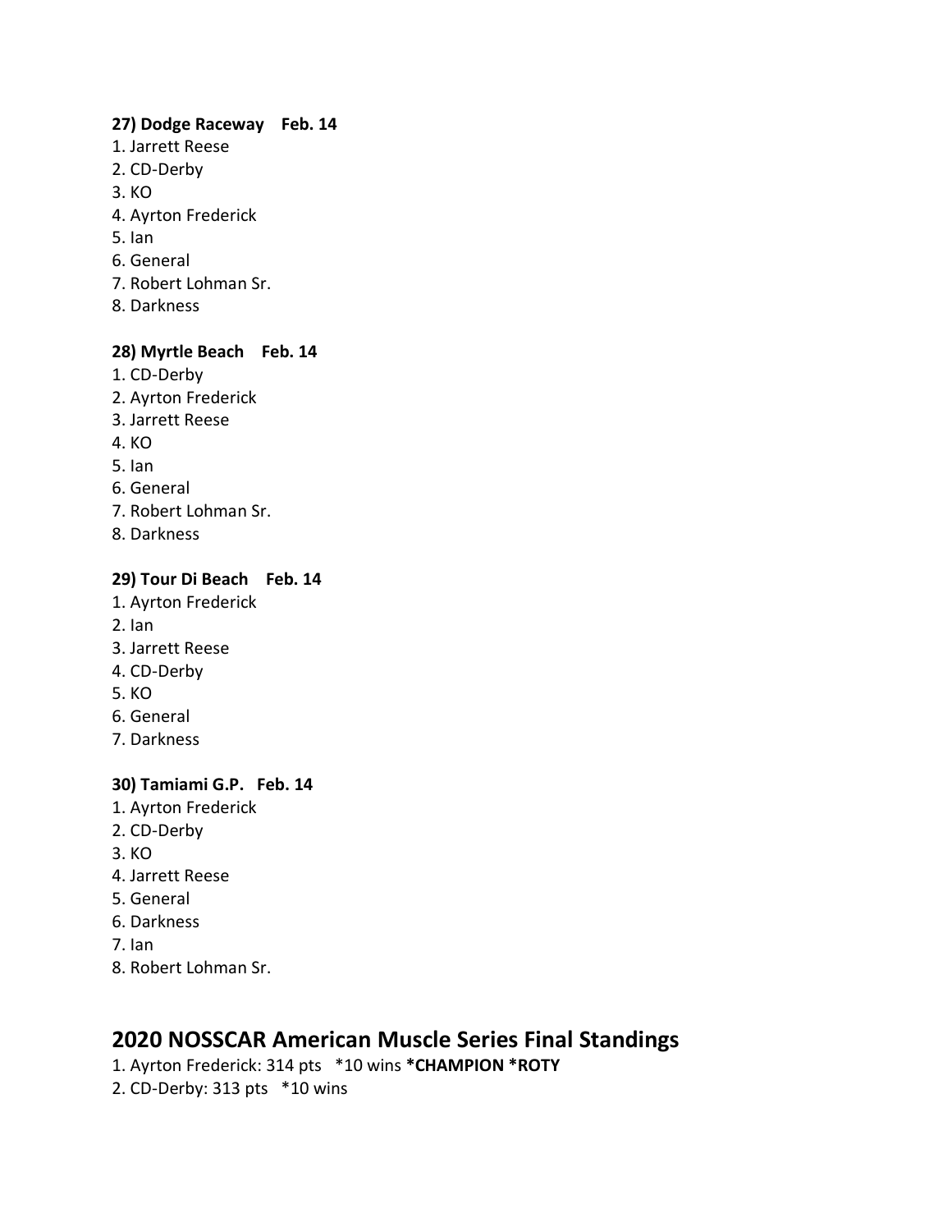**27) Dodge Raceway    Feb. 14**

1. Jarrett Reese
2. CD-Derby
3. KO
4. Ayrton Frederick
5. Ian
6. General
7. Robert Lohman Sr.
8. Darkness

**28) Myrtle Beach    Feb. 14**

1. CD-Derby
2. Ayrton Frederick
3. Jarrett Reese
4. KO
5. Ian
6. General
7. Robert Lohman Sr.
8. Darkness

**29) Tour Di Beach    Feb. 14**

1. Ayrton Frederick
2. Ian
3. Jarrett Reese
4. CD-Derby
5. KO
6. General
7. Darkness

**30) Tamiami G.P.   Feb. 14**

1. Ayrton Frederick
2. CD-Derby
3. KO
4. Jarrett Reese
5. General
6. Darkness
7. Ian
8. Robert Lohman Sr.

## 2020 NOSSCAR American Muscle Series Final Standings

1. Ayrton Frederick: 314 pts   *10 wins ***CHAMPION *ROTY**
2. CD-Derby: 313 pts   *10 wins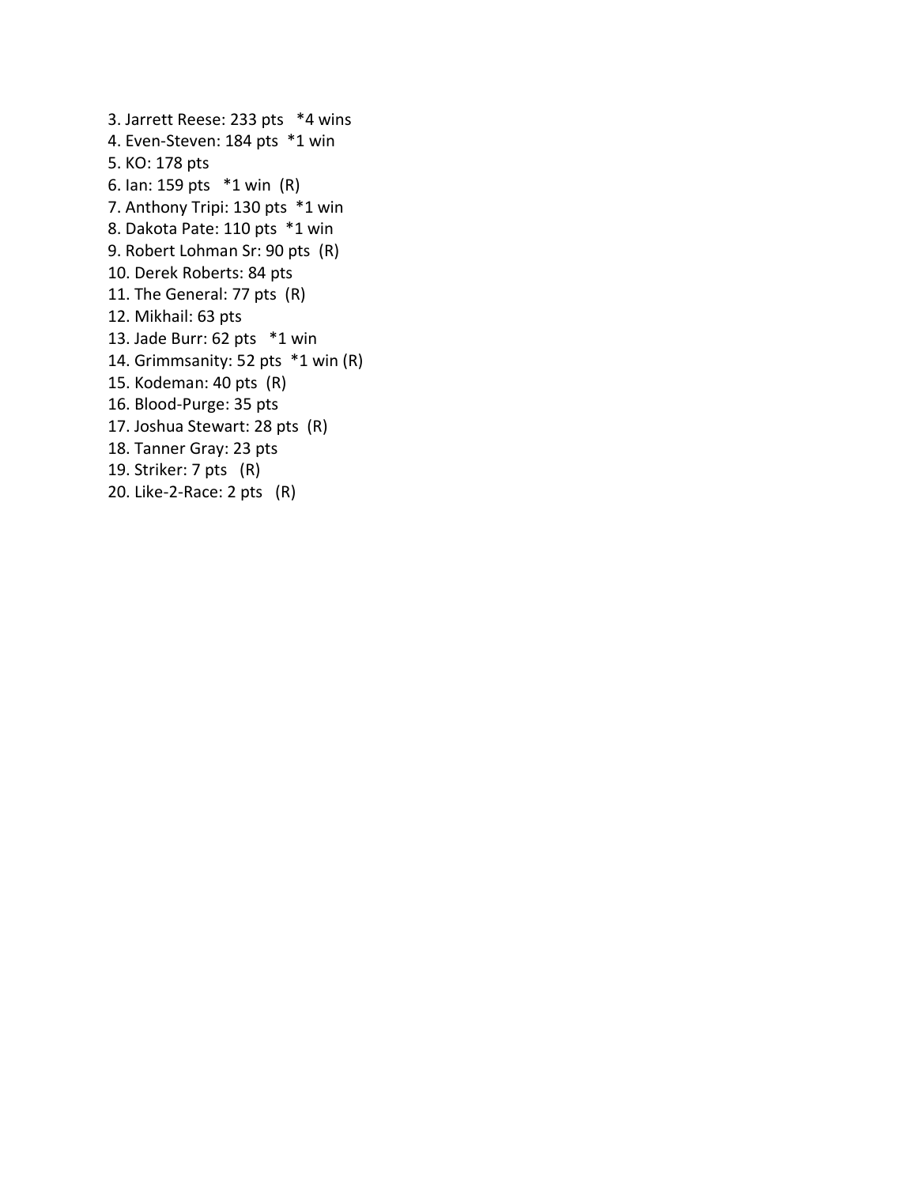3. Jarrett Reese: 233 pts *4 wins
4. Even-Steven: 184 pts *1 win
5. KO: 178 pts
6. Ian: 159 pts *1 win (R)
7. Anthony Tripi: 130 pts *1 win
8. Dakota Pate: 110 pts *1 win
9. Robert Lohman Sr: 90 pts (R)
10. Derek Roberts: 84 pts
11. The General: 77 pts (R)
12. Mikhail: 63 pts
13. Jade Burr: 62 pts *1 win
14. Grimmsanity: 52 pts *1 win (R)
15. Kodeman: 40 pts (R)
16. Blood-Purge: 35 pts
17. Joshua Stewart: 28 pts (R)
18. Tanner Gray: 23 pts
19. Striker: 7 pts (R)
20. Like-2-Race: 2 pts (R)